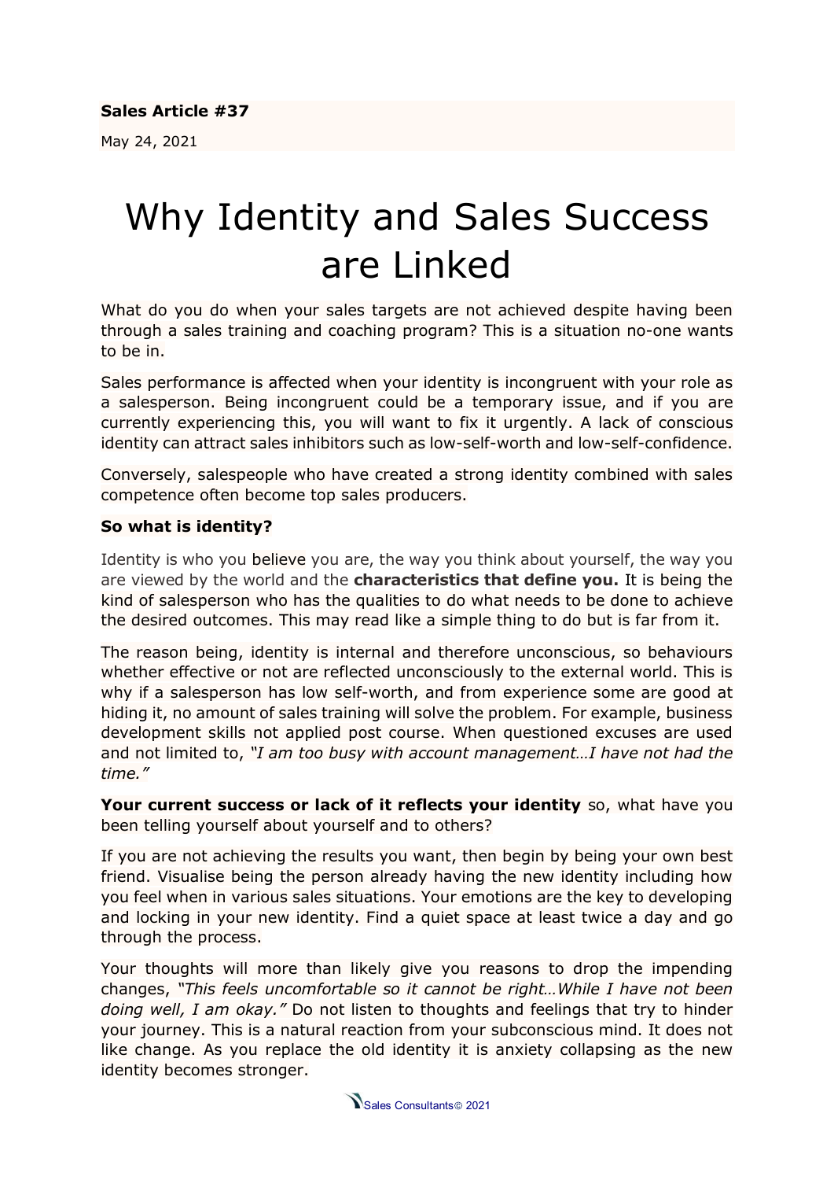**Sales Article #37**

May 24, 2021

# Why Identity and Sales Success are Linked

What do you do when your sales targets are not achieved despite having been through a sales training and coaching program? This is a situation no-one wants to be in.

Sales performance is affected when your identity is incongruent with your role as a salesperson. Being incongruent could be a temporary issue, and if you are currently experiencing this, you will want to fix it urgently. A lack of conscious identity can attract sales inhibitors such as low-self-worth and low-self-confidence.

Conversely, salespeople who have created a strong identity combined with sales competence often become top sales producers.

**So what is identity?**

Identity is who you believe you are, the way you think about yourself, the way you are viewed by the world and the **characteristics that define you.** It is being the kind of salesperson who has the qualities to do what needs to be done to achieve the desired outcomes. This may read like a simple thing to do but is far from it.

The reason being, identity is internal and therefore unconscious, so behaviours whether effective or not are reflected unconsciously to the external world. This is why if a salesperson has low self-worth, and from experience some are good at hiding it, no amount of sales training will solve the problem. For example, business development skills not applied post course. When questioned excuses are used and not limited to, *"I am too busy with account management…I have not had the time."*

**Your current success or lack of it reflects your identity** so, what have you been telling yourself about yourself and to others?

If you are not achieving the results you want, then begin by being your own best friend. Visualise being the person already having the new identity including how you feel when in various sales situations. Your emotions are the key to developing and locking in your new identity. Find a quiet space at least twice a day and go through the process.

Your thoughts will more than likely give you reasons to drop the impending changes, *"This feels uncomfortable so it cannot be right…While I have not been doing well, I am okay."* Do not listen to thoughts and feelings that try to hinder your journey. This is a natural reaction from your subconscious mind. It does not like change. As you replace the old identity it is anxiety collapsing as the new identity becomes stronger.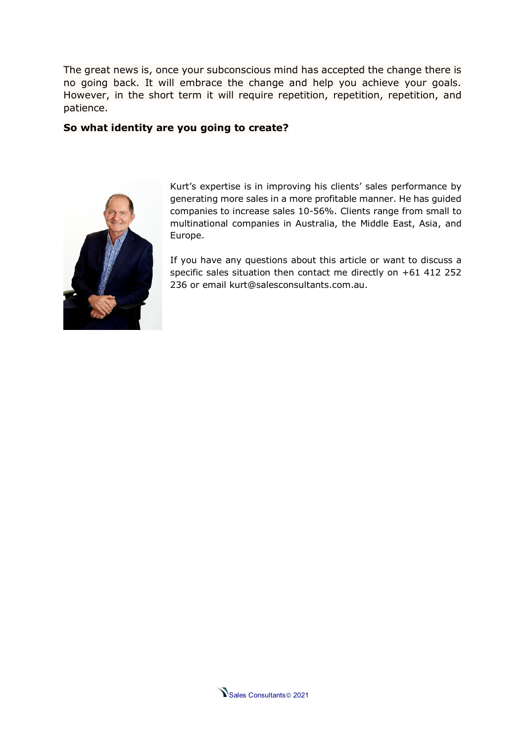The great news is, once your subconscious mind has accepted the change there is no going back. It will embrace the change and help you achieve your goals. However, in the short term it will require repetition, repetition, repetition, and patience.

**So what identity are you going to create?**

Kurt's expertise is in improving his clients' sales performance by generating more sales in a more profitable manner. He has guided companies to increase sales 10-56%. Clients range from small to multinational companies in Australia, the Middle East, Asia, and Europe.

If you have any questions about this article or want to discuss a specific sales situation then contact me directly on +61 412 252 236 or email kurt@salesconsultants.com.au.